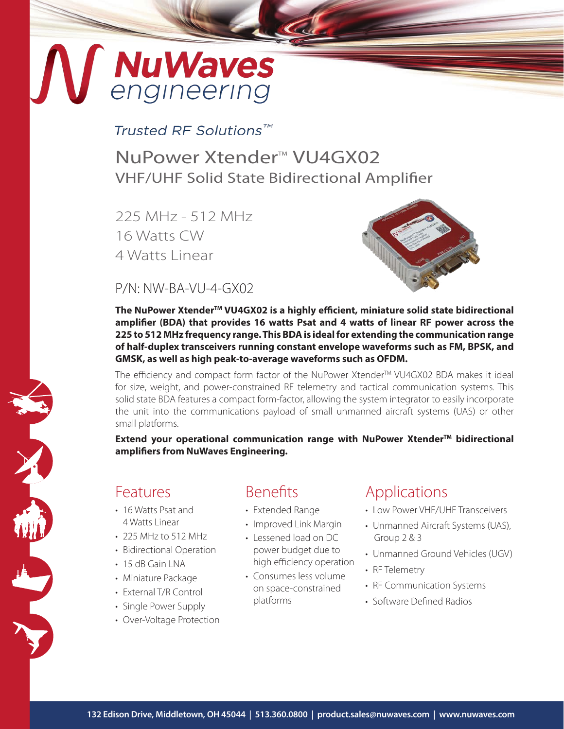# NuWaves engineering

*Trusted RF Solutions™*

## NuPower Xtender™ VU4GX02

### VHF/UHF Solid State Bidirectional Amplifier

225 MHz - 512 MHz
16 Watts CW
4 Watts Linear

P/N: NW-BA-VU-4-GX02

**The NuPower Xtender™ VU4GX02 is a highly efficient, miniature solid state bidirectional amplifier (BDA) that provides 16 watts Psat and 4 watts of linear RF power across the 225 to 512 MHz frequency range. This BDA is ideal for extending the communication range of half-duplex transceivers running constant envelope waveforms such as FM, BPSK, and GMSK, as well as high peak-to-average waveforms such as OFDM.**

The efficiency and compact form factor of the NuPower Xtender™ VU4GX02 BDA makes it ideal for size, weight, and power-constrained RF telemetry and tactical communication systems. This solid state BDA features a compact form-factor, allowing the system integrator to easily incorporate the unit into the communications payload of small unmanned aircraft systems (UAS) or other small platforms.

**Extend your operational communication range with NuPower Xtender™ bidirectional amplifiers from NuWaves Engineering.**

## Features

- 16 Watts Psat and 4 Watts Linear
- 225 MHz to 512 MHz
- Bidirectional Operation
- 15 dB Gain LNA
- Miniature Package
- External T/R Control
- Single Power Supply
- Over-Voltage Protection

## Benefits

- Extended Range
- Improved Link Margin
- Lessened load on DC power budget due to high efficiency operation
- Consumes less volume on space-constrained platforms

## Applications

- Low Power VHF/UHF Transceivers
- Unmanned Aircraft Systems (UAS), Group 2 & 3
- Unmanned Ground Vehicles (UGV)
- RF Telemetry
- RF Communication Systems
- Software Defined Radios

132 Edison Drive, Middletown, OH 45044 | 513.360.0800 | product.sales@nuwaves.com | www.nuwaves.com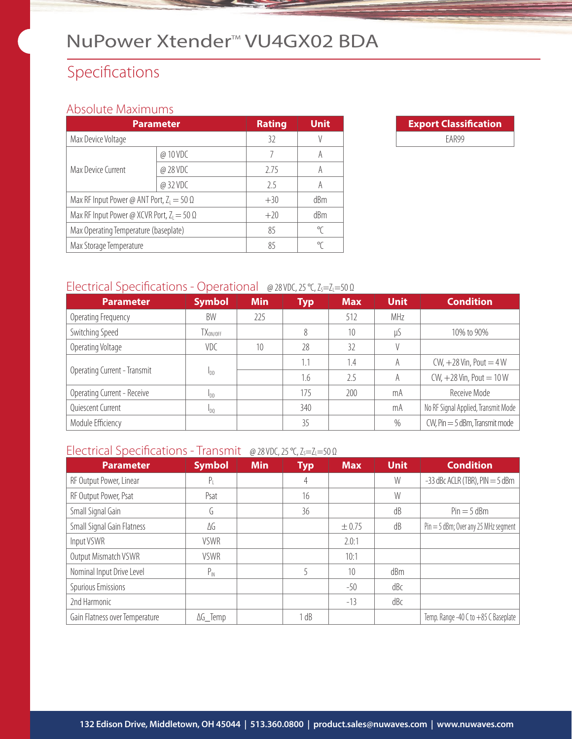# NuPower Xtender™ VU4GX02 BDA

## Specifications

### Absolute Maximums

| Parameter | | Rating | Unit |
|---|---|---|---|
| Max Device Voltage | | 32 | V |
| Max Device Current | @ 10 VDC | 7 | A |
| | @ 28 VDC | 2.75 | A |
| | @ 32 VDC | 2.5 | A |
| Max RF Input Power @ ANT Port, $Z_L = 50\ \Omega$ | | +30 | dBm |
| Max RF Input Power @ XCVR Port, $Z_L = 50\ \Omega$ | | +20 | dBm |
| Max Operating Temperature (baseplate) | | 85 | ℃ |
| Max Storage Temperature | | 85 | ℃ |

| Export Classification |
|---|
| EAR99 |

### Electrical Specifications - Operational @ 28 VDC, 25 ℃, $Z_S = Z_L = 50\ \Omega$

| Parameter | Symbol | Min | Typ | Max | Unit | Condition |
|---|---|---|---|---|---|---|
| Operating Frequency | BW | 225 | | 512 | MHz | |
| Switching Speed | $TX_{ON/OFF}$ | | 8 | 10 | µS | 10% to 90% |
| Operating Voltage | VDC | 10 | 28 | 32 | V | |
| Operating Current - Transmit | $I_{DD}$ | | 1.1 | 1.4 | A | CW, +28 Vin, Pout = 4 W |
| | | | 1.6 | 2.5 | A | CW, +28 Vin, Pout = 10 W |
| Operating Current - Receive | $I_{DD}$ | | 175 | 200 | mA | Receive Mode |
| Quiescent Current | $I_{DQ}$ | | 340 | | mA | No RF Signal Applied, Transmit Mode |
| Module Efficiency | | | 35 | | % | CW, Pin = 5 dBm, Transmit mode |

### Electrical Specifications - Transmit @ 28 VDC, 25 ℃, $Z_S = Z_L = 50\ \Omega$

| Parameter | Symbol | Min | Typ | Max | Unit | Condition |
|---|---|---|---|---|---|---|
| RF Output Power, Linear | $P_L$ | | 4 | | W | -33 dBc ACLR (TBR), PIN = 5 dBm |
| RF Output Power, Psat | Psat | | 16 | | W | |
| Small Signal Gain | G | | 36 | | dB | Pin = 5 dBm |
| Small Signal Gain Flatness | ΔG | | | ± 0.75 | dB | Pin = 5 dBm; Over any 25 MHz segment |
| Input VSWR | VSWR | | | 2.0:1 | | |
| Output Mismatch VSWR | VSWR | | | 10:1 | | |
| Nominal Input Drive Level | $P_{IN}$ | | 5 | 10 | dBm | |
| Spurious Emissions | | | | -50 | dBc | |
| 2nd Harmonic | | | | -13 | dBc | |
| Gain Flatness over Temperature | ΔG_Temp | | 1 dB | | | Temp. Range -40 C to +85 C Baseplate |

132 Edison Drive, Middletown, OH 45044 | 513.360.0800 | product.sales@nuwaves.com | www.nuwaves.com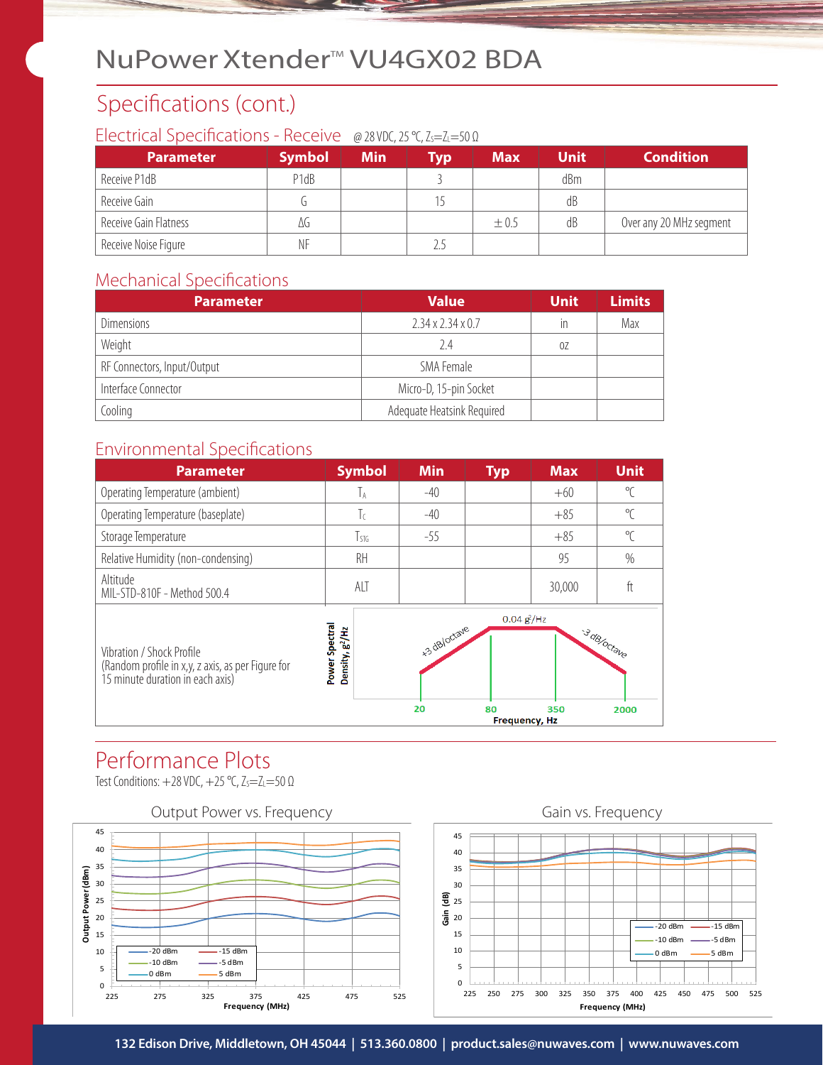# NuPower Xtender™ VU4GX02 BDA

## Specifications (cont.)

### Electrical Specifications - Receive

@ 28 VDC, 25 °C, $Z_S = Z_L = 50\ \Omega$

| Parameter | Symbol | Min | Typ | Max | Unit | Condition |
|---|---|---|---|---|---|---|
| Receive P1dB | P1dB | | 3 | | dBm | |
| Receive Gain | G | | 15 | | dB | |
| Receive Gain Flatness | ΔG | | | ± 0.5 | dB | Over any 20 MHz segment |
| Receive Noise Figure | NF | | 2.5 | | | |

### Mechanical Specifications

| Parameter | Value | Unit | Limits |
|---|---|---|---|
| Dimensions | 2.34 x 2.34 x 0.7 | in | Max |
| Weight | 2.4 | oz | |
| RF Connectors, Input/Output | SMA Female | | |
| Interface Connector | Micro-D, 15-pin Socket | | |
| Cooling | Adequate Heatsink Required | | |

### Environmental Specifications

| Parameter | Symbol | Min | Typ | Max | Unit |
|---|---|---|---|---|---|
| Operating Temperature (ambient) | $T_A$ | -40 | | +60 | °C |
| Operating Temperature (baseplate) | $T_C$ | -40 | | +85 | °C |
| Storage Temperature | $T_{STG}$ | -55 | | +85 | °C |
| Relative Humidity (non-condensing) | RH | | | 95 | % |
| Altitude MIL-STD-810F - Method 500.4 | ALT | | | 30,000 | ft |
| Vibration / Shock Profile (Random profile in x,y, z axis, as per Figure for 15 minute duration in each axis) | | | | | |

Vibration profile: Power Spectral Density, $g^2$/Hz vs. Frequency, Hz — +3 dB/octave from 20 Hz to 80 Hz; 0.04 $g^2$/Hz from 80 Hz to 350 Hz; -3 dB/octave from 350 Hz to 2000 Hz.

## Performance Plots

Test Conditions: +28 VDC, +25 °C, $Z_S = Z_L = 50\ \Omega$

**Output Power vs. Frequency** — Output Power (dBm) vs. Frequency (MHz), 225–525 MHz; input levels: -20 dBm, -15 dBm, -10 dBm, -5 dBm, 0 dBm, 5 dBm

**Gain vs. Frequency** — Gain (dB) vs. Frequency (MHz), 225–525 MHz; input levels: -20 dBm, -15 dBm, -10 dBm, -5 dBm, 0 dBm, 5 dBm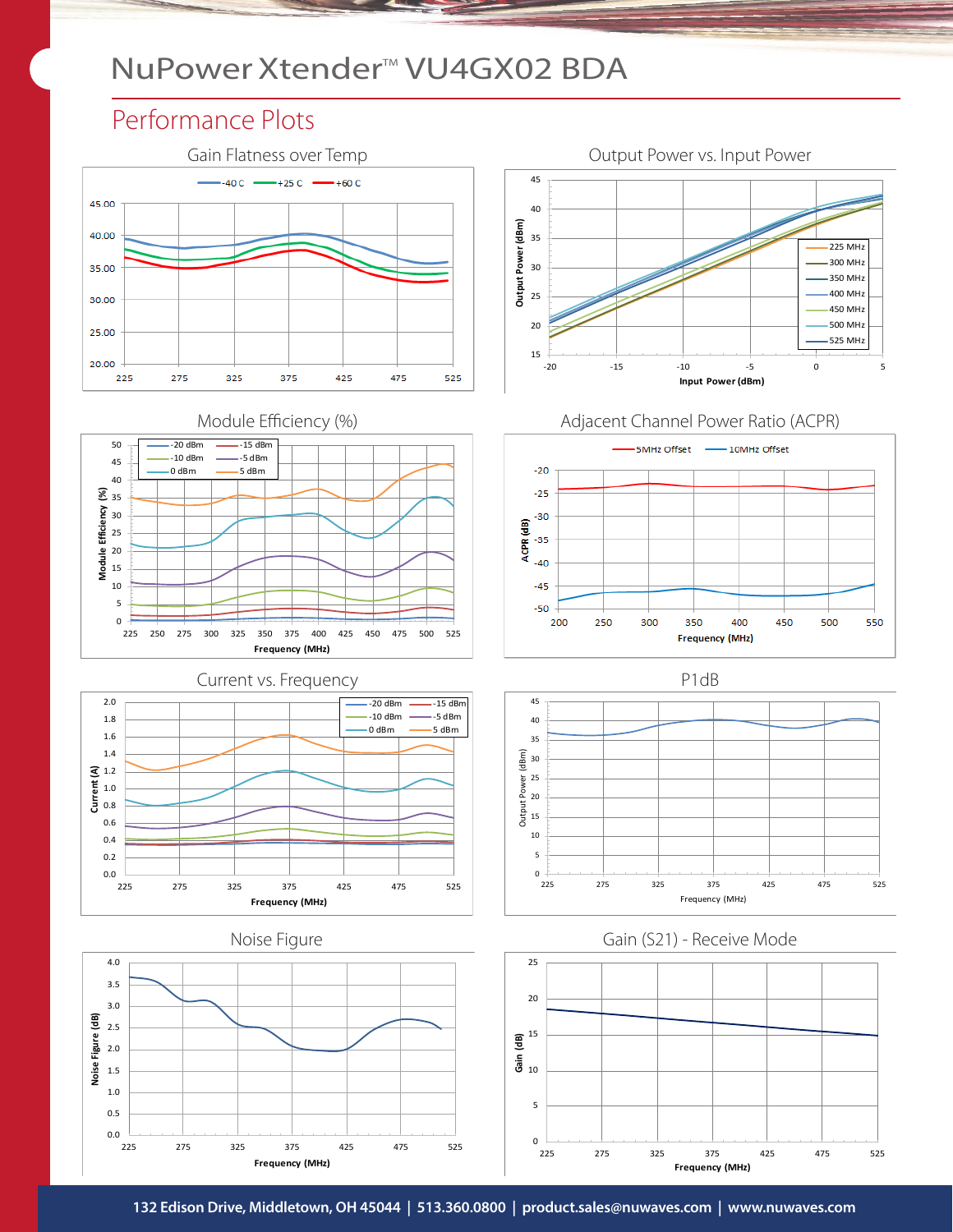# NuPower Xtender™ VU4GX02 BDA

## Performance Plots

### Gain Flatness over Temp

-40 C | +25 C | +60 C

### Output Power vs. Input Power

Output Power (dBm) vs. Input Power (dBm)

225 MHz, 300 MHz, 350 MHz, 400 MHz, 450 MHz, 500 MHz, 525 MHz

### Module Efficiency (%)

Module Efficiency (%) vs. Frequency (MHz)

-20 dBm, -15 dBm, -10 dBm, -5 dBm, 0 dBm, 5 dBm

### Adjacent Channel Power Ratio (ACPR)

ACPR (dB) vs. Frequency (MHz)

5MHz Offset, 10MHz Offset

### Current vs. Frequency

Current (A) vs. Frequency (MHz)

-20 dBm, -15 dBm, -10 dBm, -5 dBm, 0 dBm, 5 dBm

### P1dB

Output Power (dBm) vs. Frequency (MHz)

### Noise Figure

Noise Figure (dB) vs. Frequency (MHz)

### Gain (S21) - Receive Mode

Gain (dB) vs. Frequency (MHz)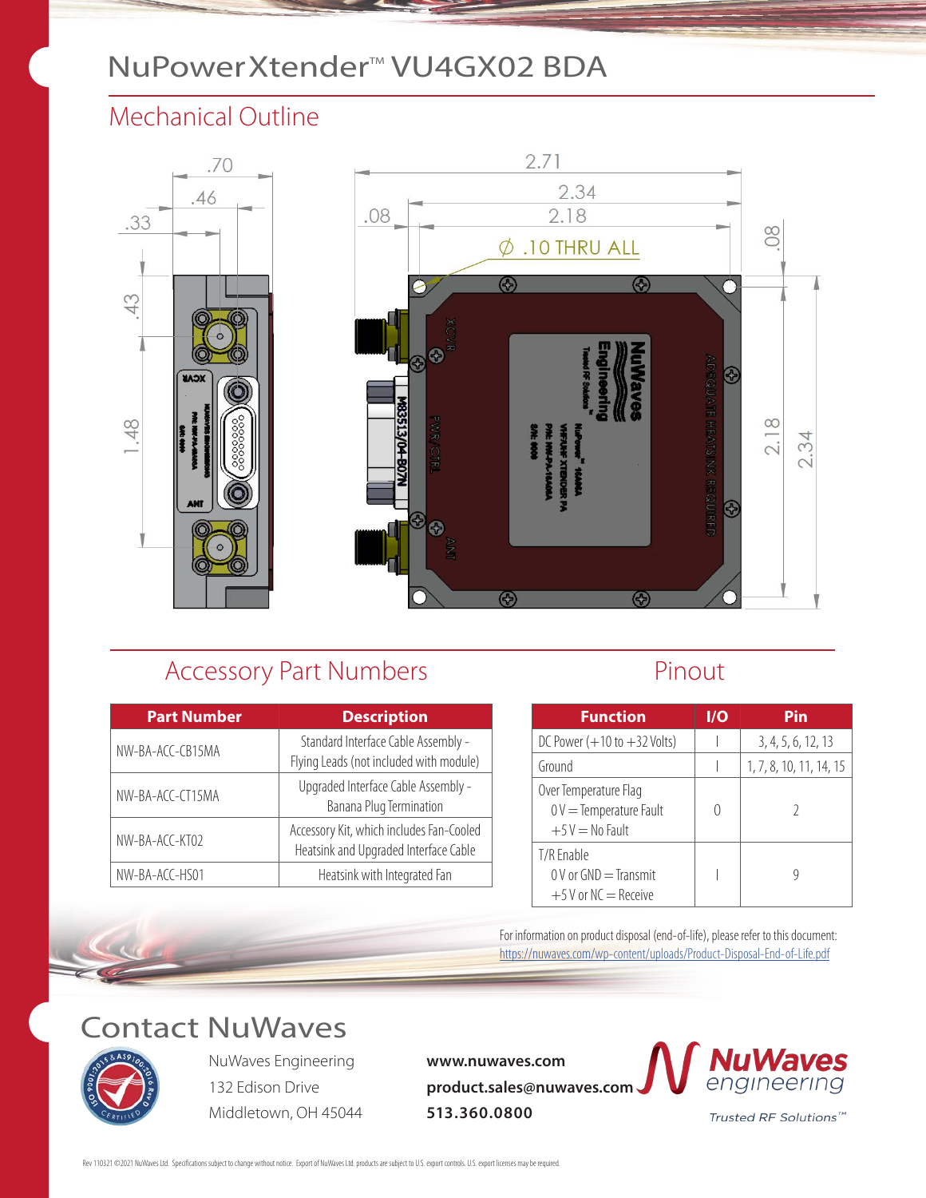# NuPowerXtender™ VU4GX02 BDA

## Mechanical Outline

.70
.46
.33
.43
1.48

2.71
2.34
.08
2.18
∅ .10 THRU ALL
.08
2.18
2.34

## Accessory Part Numbers

| Part Number | Description |
|---|---|
| NW-BA-ACC-CB15MA | Standard Interface Cable Assembly - Flying Leads (not included with module) |
| NW-BA-ACC-CT15MA | Upgraded Interface Cable Assembly - Banana Plug Termination |
| NW-BA-ACC-KT02 | Accessory Kit, which includes Fan-Cooled Heatsink and Upgraded Interface Cable |
| NW-BA-ACC-HS01 | Heatsink with Integrated Fan |

## Pinout

| Function | I/O | Pin |
|---|---|---|
| DC Power (+10 to +32 Volts) | I | 3, 4, 5, 6, 12, 13 |
| Ground | I | 1, 7, 8, 10, 11, 14, 15 |
| Over Temperature Flag<br>0 V = Temperature Fault<br>+5 V = No Fault | O | 2 |
| T/R Enable<br>0 V or GND = Transmit<br>+5 V or NC = Receive | I | 9 |

For information on product disposal (end-of-life), please refer to this document: https://nuwaves.com/wp-content/uploads/Product-Disposal-End-of-Life.pdf

## Contact NuWaves

NuWaves Engineering
132 Edison Drive
Middletown, OH 45044

**www.nuwaves.com**
**product.sales@nuwaves.com**
**513.360.0800**

NuWaves engineering
Trusted RF Solutions™

Rev 110321 ©2021 NuWaves Ltd. Specifications subject to change without notice. Export of NuWaves Ltd. products are subject to U.S. export controls. U.S. export licenses may be required.